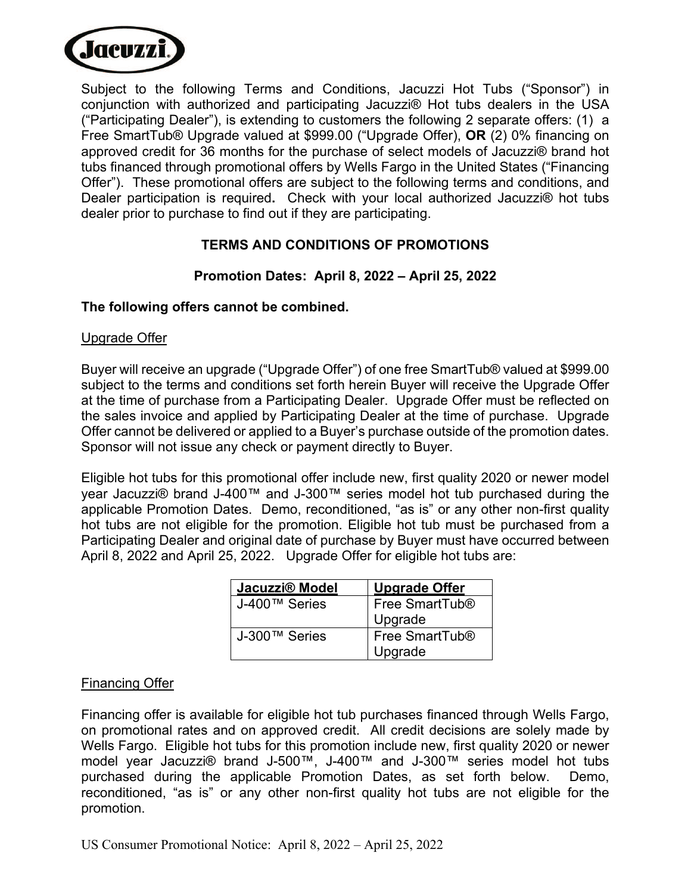Subject to the following Terms and Conditions, Jacuzzi Hot Tubs ("Sponsor") in conjunction with authorized and participating Jacuzzi® Hot tubs dealers in the USA ("Participating Dealer"), is extending to customers the following 2 separate offers: (1) a Free SmartTub® Upgrade valued at $999.00 ("Upgrade Offer), **OR** (2) 0% financing on approved credit for 36 months for the purchase of select models of Jacuzzi® brand hot tubs financed through promotional offers by Wells Fargo in the United States ("Financing Offer"). These promotional offers are subject to the following terms and conditions, and Dealer participation is required**.** Check with your local authorized Jacuzzi® hot tubs dealer prior to purchase to find out if they are participating.

## TERMS AND CONDITIONS OF PROMOTIONS

### Promotion Dates: April 8, 2022 – April 25, 2022

**The following offers cannot be combined.**

<u>Upgrade Offer</u>

Buyer will receive an upgrade ("Upgrade Offer") of one free SmartTub® valued at $999.00 subject to the terms and conditions set forth herein Buyer will receive the Upgrade Offer at the time of purchase from a Participating Dealer. Upgrade Offer must be reflected on the sales invoice and applied by Participating Dealer at the time of purchase. Upgrade Offer cannot be delivered or applied to a Buyer's purchase outside of the promotion dates. Sponsor will not issue any check or payment directly to Buyer.

Eligible hot tubs for this promotional offer include new, first quality 2020 or newer model year Jacuzzi® brand J-400™ and J-300™ series model hot tub purchased during the applicable Promotion Dates. Demo, reconditioned, "as is" or any other non-first quality hot tubs are not eligible for the promotion. Eligible hot tub must be purchased from a Participating Dealer and original date of purchase by Buyer must have occurred between April 8, 2022 and April 25, 2022. Upgrade Offer for eligible hot tubs are:

| Jacuzzi® Model | Upgrade Offer |
|---|---|
| J-400™ Series | Free SmartTub® Upgrade |
| J-300™ Series | Free SmartTub® Upgrade |

<u>Financing Offer</u>

Financing offer is available for eligible hot tub purchases financed through Wells Fargo, on promotional rates and on approved credit. All credit decisions are solely made by Wells Fargo. Eligible hot tubs for this promotion include new, first quality 2020 or newer model year Jacuzzi® brand J-500™, J-400™ and J-300™ series model hot tubs purchased during the applicable Promotion Dates, as set forth below. Demo, reconditioned, "as is" or any other non-first quality hot tubs are not eligible for the promotion.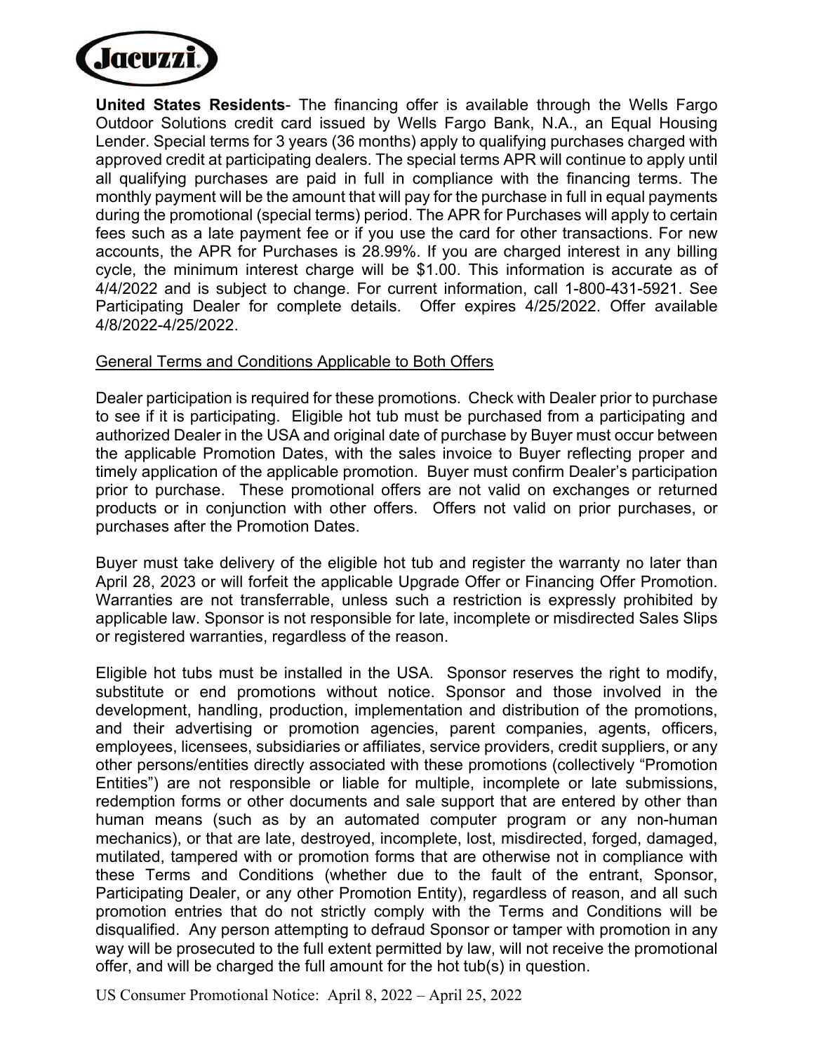**United States Residents**- The financing offer is available through the Wells Fargo Outdoor Solutions credit card issued by Wells Fargo Bank, N.A., an Equal Housing Lender. Special terms for 3 years (36 months) apply to qualifying purchases charged with approved credit at participating dealers. The special terms APR will continue to apply until all qualifying purchases are paid in full in compliance with the financing terms. The monthly payment will be the amount that will pay for the purchase in full in equal payments during the promotional (special terms) period. The APR for Purchases will apply to certain fees such as a late payment fee or if you use the card for other transactions. For new accounts, the APR for Purchases is 28.99%. If you are charged interest in any billing cycle, the minimum interest charge will be $1.00. This information is accurate as of 4/4/2022 and is subject to change. For current information, call 1-800-431-5921. See Participating Dealer for complete details. Offer expires 4/25/2022. Offer available 4/8/2022-4/25/2022.

## General Terms and Conditions Applicable to Both Offers

Dealer participation is required for these promotions. Check with Dealer prior to purchase to see if it is participating. Eligible hot tub must be purchased from a participating and authorized Dealer in the USA and original date of purchase by Buyer must occur between the applicable Promotion Dates, with the sales invoice to Buyer reflecting proper and timely application of the applicable promotion. Buyer must confirm Dealer's participation prior to purchase. These promotional offers are not valid on exchanges or returned products or in conjunction with other offers. Offers not valid on prior purchases, or purchases after the Promotion Dates.

Buyer must take delivery of the eligible hot tub and register the warranty no later than April 28, 2023 or will forfeit the applicable Upgrade Offer or Financing Offer Promotion. Warranties are not transferrable, unless such a restriction is expressly prohibited by applicable law. Sponsor is not responsible for late, incomplete or misdirected Sales Slips or registered warranties, regardless of the reason.

Eligible hot tubs must be installed in the USA. Sponsor reserves the right to modify, substitute or end promotions without notice. Sponsor and those involved in the development, handling, production, implementation and distribution of the promotions, and their advertising or promotion agencies, parent companies, agents, officers, employees, licensees, subsidiaries or affiliates, service providers, credit suppliers, or any other persons/entities directly associated with these promotions (collectively "Promotion Entities") are not responsible or liable for multiple, incomplete or late submissions, redemption forms or other documents and sale support that are entered by other than human means (such as by an automated computer program or any non-human mechanics), or that are late, destroyed, incomplete, lost, misdirected, forged, damaged, mutilated, tampered with or promotion forms that are otherwise not in compliance with these Terms and Conditions (whether due to the fault of the entrant, Sponsor, Participating Dealer, or any other Promotion Entity), regardless of reason, and all such promotion entries that do not strictly comply with the Terms and Conditions will be disqualified. Any person attempting to defraud Sponsor or tamper with promotion in any way will be prosecuted to the full extent permitted by law, will not receive the promotional offer, and will be charged the full amount for the hot tub(s) in question.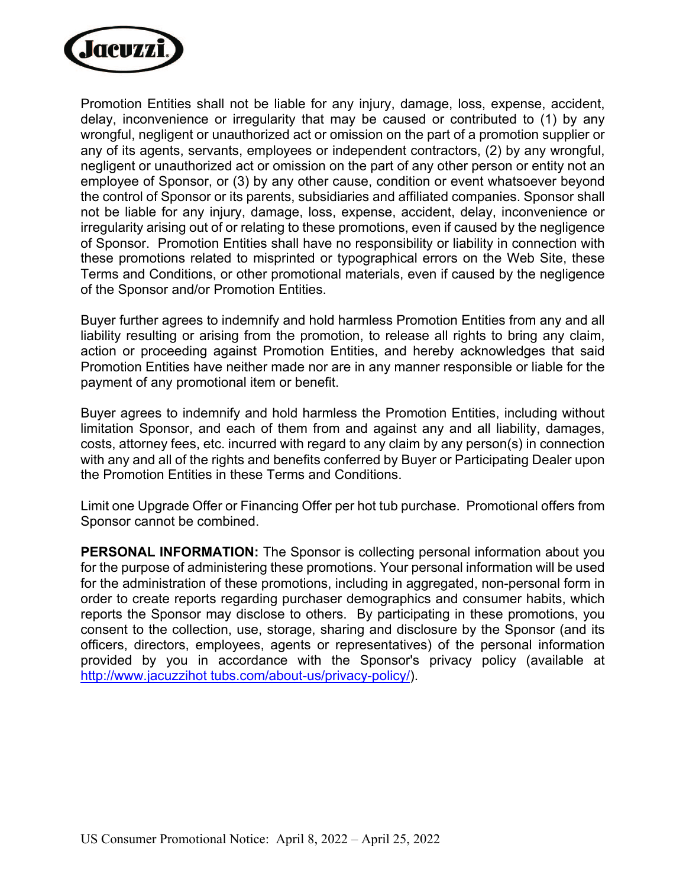Promotion Entities shall not be liable for any injury, damage, loss, expense, accident, delay, inconvenience or irregularity that may be caused or contributed to (1) by any wrongful, negligent or unauthorized act or omission on the part of a promotion supplier or any of its agents, servants, employees or independent contractors, (2) by any wrongful, negligent or unauthorized act or omission on the part of any other person or entity not an employee of Sponsor, or (3) by any other cause, condition or event whatsoever beyond the control of Sponsor or its parents, subsidiaries and affiliated companies. Sponsor shall not be liable for any injury, damage, loss, expense, accident, delay, inconvenience or irregularity arising out of or relating to these promotions, even if caused by the negligence of Sponsor. Promotion Entities shall have no responsibility or liability in connection with these promotions related to misprinted or typographical errors on the Web Site, these Terms and Conditions, or other promotional materials, even if caused by the negligence of the Sponsor and/or Promotion Entities.

Buyer further agrees to indemnify and hold harmless Promotion Entities from any and all liability resulting or arising from the promotion, to release all rights to bring any claim, action or proceeding against Promotion Entities, and hereby acknowledges that said Promotion Entities have neither made nor are in any manner responsible or liable for the payment of any promotional item or benefit.

Buyer agrees to indemnify and hold harmless the Promotion Entities, including without limitation Sponsor, and each of them from and against any and all liability, damages, costs, attorney fees, etc. incurred with regard to any claim by any person(s) in connection with any and all of the rights and benefits conferred by Buyer or Participating Dealer upon the Promotion Entities in these Terms and Conditions.

Limit one Upgrade Offer or Financing Offer per hot tub purchase. Promotional offers from Sponsor cannot be combined.

**PERSONAL INFORMATION:** The Sponsor is collecting personal information about you for the purpose of administering these promotions. Your personal information will be used for the administration of these promotions, including in aggregated, non-personal form in order to create reports regarding purchaser demographics and consumer habits, which reports the Sponsor may disclose to others. By participating in these promotions, you consent to the collection, use, storage, sharing and disclosure by the Sponsor (and its officers, directors, employees, agents or representatives) of the personal information provided by you in accordance with the Sponsor's privacy policy (available at [http://www.jacuzzihot tubs.com/about-us/privacy-policy/](http://www.jacuzzihottubs.com/about-us/privacy-policy/)).

US Consumer Promotional Notice: April 8, 2022 – April 25, 2022